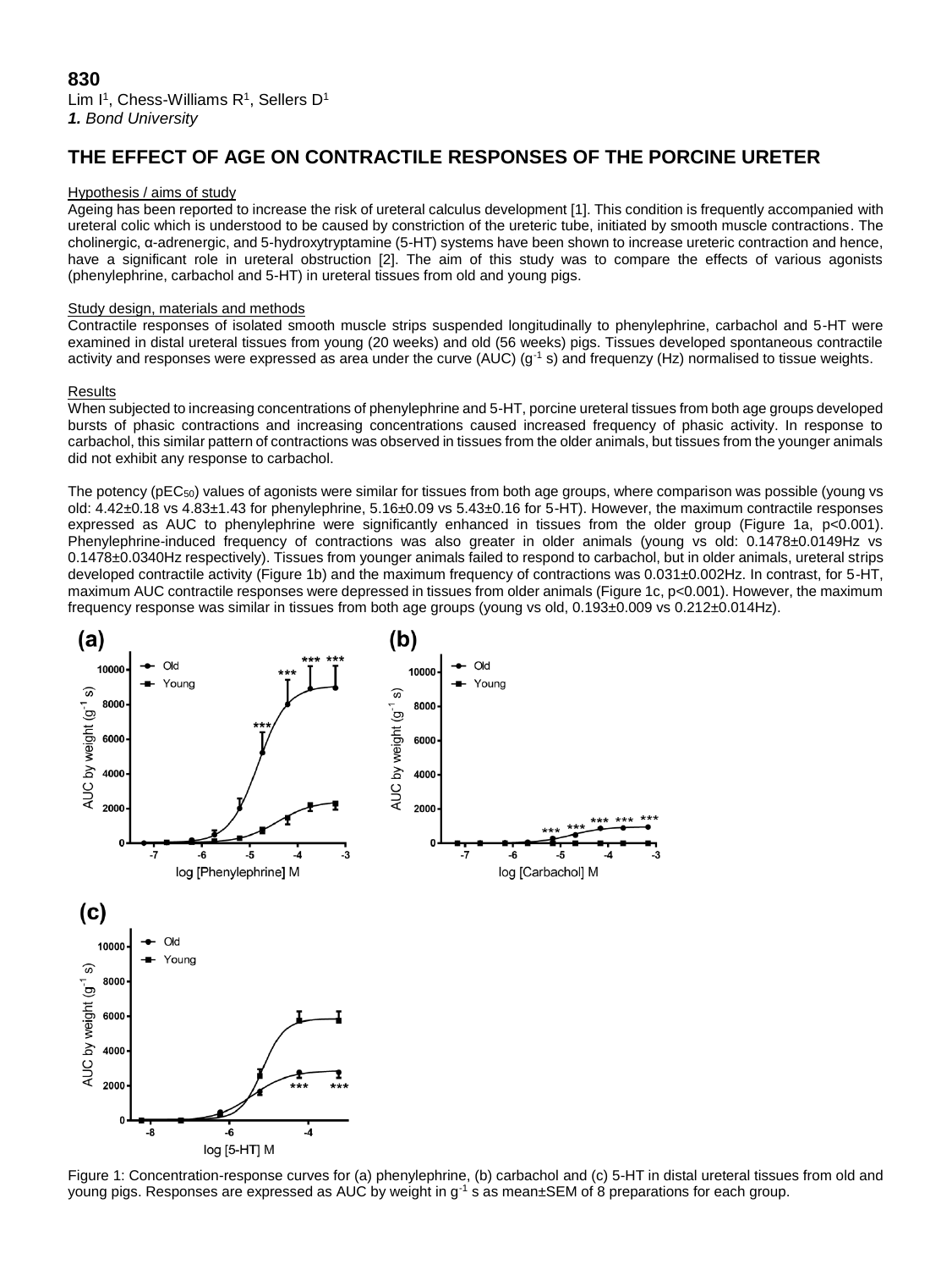**830**

Lim I[1], Chess-Williams R[1], Sellers D[1]

***1.** Bond University*

## THE EFFECT OF AGE ON CONTRACTILE RESPONSES OF THE PORCINE URETER

### Hypothesis / aims of study

Ageing has been reported to increase the risk of ureteral calculus development [1]. This condition is frequently accompanied with ureteral colic which is understood to be caused by constriction of the ureteric tube, initiated by smooth muscle contractions. The cholinergic, α-adrenergic, and 5-hydroxytryptamine (5-HT) systems have been shown to increase ureteric contraction and hence, have a significant role in ureteral obstruction [2]. The aim of this study was to compare the effects of various agonists (phenylephrine, carbachol and 5-HT) in ureteral tissues from old and young pigs.

### Study design, materials and methods

Contractile responses of isolated smooth muscle strips suspended longitudinally to phenylephrine, carbachol and 5-HT were examined in distal ureteral tissues from young (20 weeks) and old (56 weeks) pigs. Tissues developed spontaneous contractile activity and responses were expressed as area under the curve (AUC) ($g^{-1}$ s) and frequenzy (Hz) normalised to tissue weights.

### Results

When subjected to increasing concentrations of phenylephrine and 5-HT, porcine ureteral tissues from both age groups developed bursts of phasic contractions and increasing concentrations caused increased frequency of phasic activity. In response to carbachol, this similar pattern of contractions was observed in tissues from the older animals, but tissues from the younger animals did not exhibit any response to carbachol.

The potency ($pEC_{50}$) values of agonists were similar for tissues from both age groups, where comparison was possible (young vs old: 4.42±0.18 vs 4.83±1.43 for phenylephrine, 5.16±0.09 vs 5.43±0.16 for 5-HT). However, the maximum contractile responses expressed as AUC to phenylephrine were significantly enhanced in tissues from the older group (Figure 1a, $p<0.001$). Phenylephrine-induced frequency of contractions was also greater in older animals (young vs old: 0.1478±0.0149Hz vs 0.1478±0.0340Hz respectively). Tissues from younger animals failed to respond to carbachol, but in older animals, ureteral strips developed contractile activity (Figure 1b) and the maximum frequency of contractions was 0.031±0.002Hz. In contrast, for 5-HT, maximum AUC contractile responses were depressed in tissues from older animals (Figure 1c, $p<0.001$). However, the maximum frequency response was similar in tissues from both age groups (young vs old, 0.193±0.009 vs 0.212±0.014Hz).

Figure 1: Concentration-response curves for (a) phenylephrine, (b) carbachol and (c) 5-HT in distal ureteral tissues from old and young pigs. Responses are expressed as AUC by weight in $g^{-1}$ s as mean±SEM of 8 preparations for each group.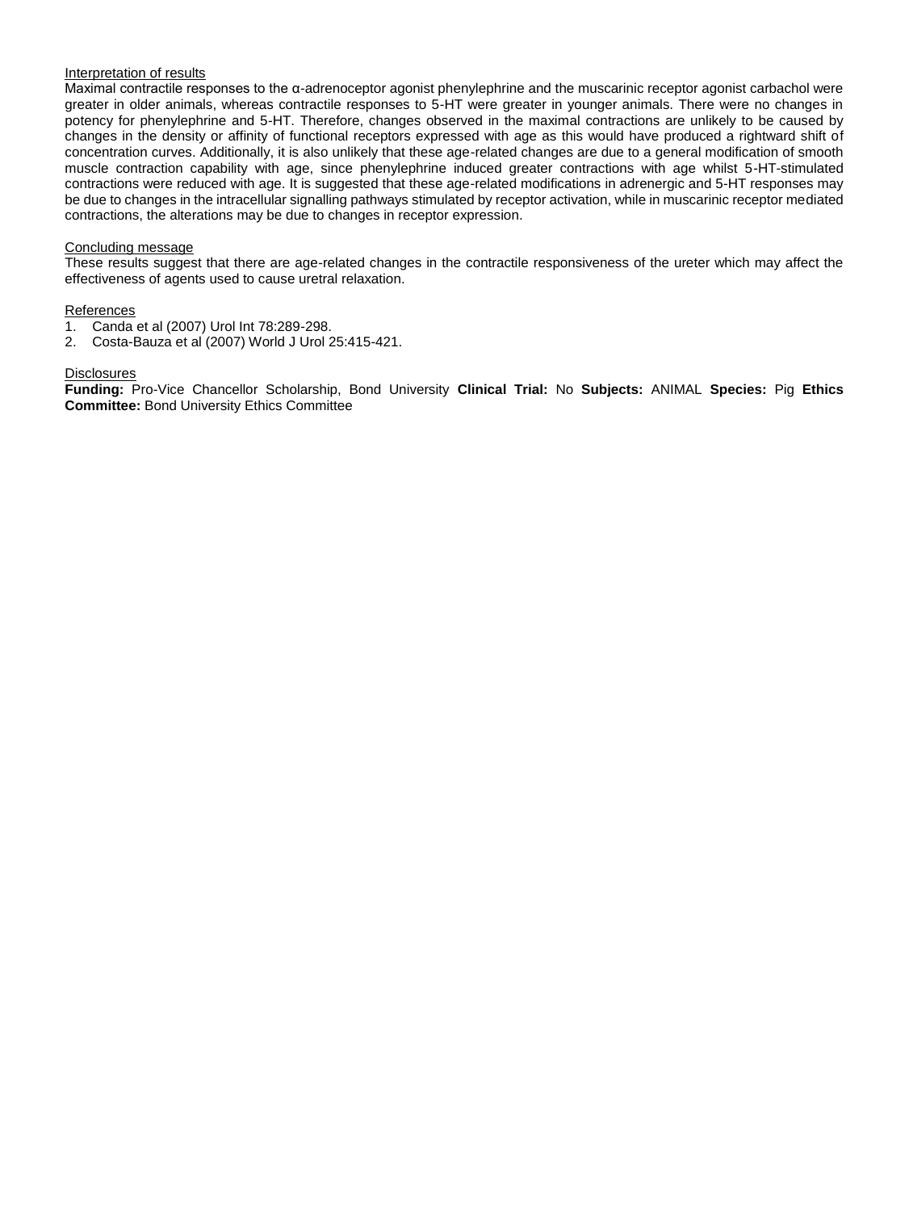Interpretation of results

Maximal contractile responses to the α-adrenoceptor agonist phenylephrine and the muscarinic receptor agonist carbachol were greater in older animals, whereas contractile responses to 5-HT were greater in younger animals. There were no changes in potency for phenylephrine and 5-HT. Therefore, changes observed in the maximal contractions are unlikely to be caused by changes in the density or affinity of functional receptors expressed with age as this would have produced a rightward shift of concentration curves. Additionally, it is also unlikely that these age-related changes are due to a general modification of smooth muscle contraction capability with age, since phenylephrine induced greater contractions with age whilst 5-HT-stimulated contractions were reduced with age. It is suggested that these age-related modifications in adrenergic and 5-HT responses may be due to changes in the intracellular signalling pathways stimulated by receptor activation, while in muscarinic receptor mediated contractions, the alterations may be due to changes in receptor expression.

Concluding message

These results suggest that there are age-related changes in the contractile responsiveness of the ureter which may affect the effectiveness of agents used to cause uretral relaxation.

References

1. Canda et al (2007) Urol Int 78:289-298.
2. Costa-Bauza et al (2007) World J Urol 25:415-421.

Disclosures

**Funding:** Pro-Vice Chancellor Scholarship, Bond University **Clinical Trial:** No **Subjects:** ANIMAL **Species:** Pig **Ethics Committee:** Bond University Ethics Committee